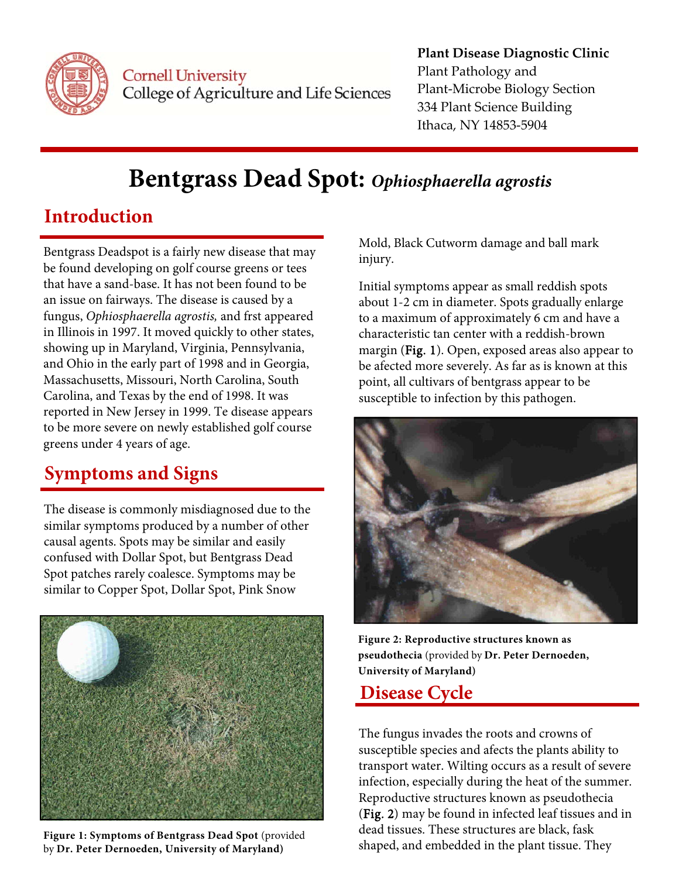Cornell University
College of Agriculture and Life Sciences

**Plant Disease Diagnostic Clinic**
Plant Pathology and
Plant-Microbe Biology Section
334 Plant Science Building
Ithaca, NY 14853-5904

# Bentgrass Dead Spot: *Ophiosphaerella agrostis*

## Introduction

Bentgrass Deadspot is a fairly new disease that may be found developing on golf course greens or tees that have a sand-base. It has not been found to be an issue on fairways. The disease is caused by a fungus, *Ophiosphaerella agrostis,* and frst appeared in Illinois in 1997. It moved quickly to other states, showing up in Maryland, Virginia, Pennsylvania, and Ohio in the early part of 1998 and in Georgia, Massachusetts, Missouri, North Carolina, South Carolina, and Texas by the end of 1998. It was reported in New Jersey in 1999. Te disease appears to be more severe on newly established golf course greens under 4 years of age.

## Symptoms and Signs

The disease is commonly misdiagnosed due to the similar symptoms produced by a number of other causal agents. Spots may be similar and easily confused with Dollar Spot, but Bentgrass Dead Spot patches rarely coalesce. Symptoms may be similar to Copper Spot, Dollar Spot, Pink Snow Mold, Black Cutworm damage and ball mark injury.

Initial symptoms appear as small reddish spots about 1-2 cm in diameter. Spots gradually enlarge to a maximum of approximately 6 cm and have a characteristic tan center with a reddish-brown margin (**Fig. 1**). Open, exposed areas also appear to be afected more severely. As far as is known at this point, all cultivars of bentgrass appear to be susceptible to infection by this pathogen.

**Figure 1: Symptoms of Bentgrass Dead Spot** (provided by **Dr. Peter Dernoeden, University of Maryland)**

**Figure 2: Reproductive structures known as pseudothecia** (provided by **Dr. Peter Dernoeden, University of Maryland)**

## Disease Cycle

The fungus invades the roots and crowns of susceptible species and afects the plants ability to transport water. Wilting occurs as a result of severe infection, especially during the heat of the summer. Reproductive structures known as pseudothecia (**Fig. 2**) may be found in infected leaf tissues and in dead tissues. These structures are black, fask shaped, and embedded in the plant tissue. They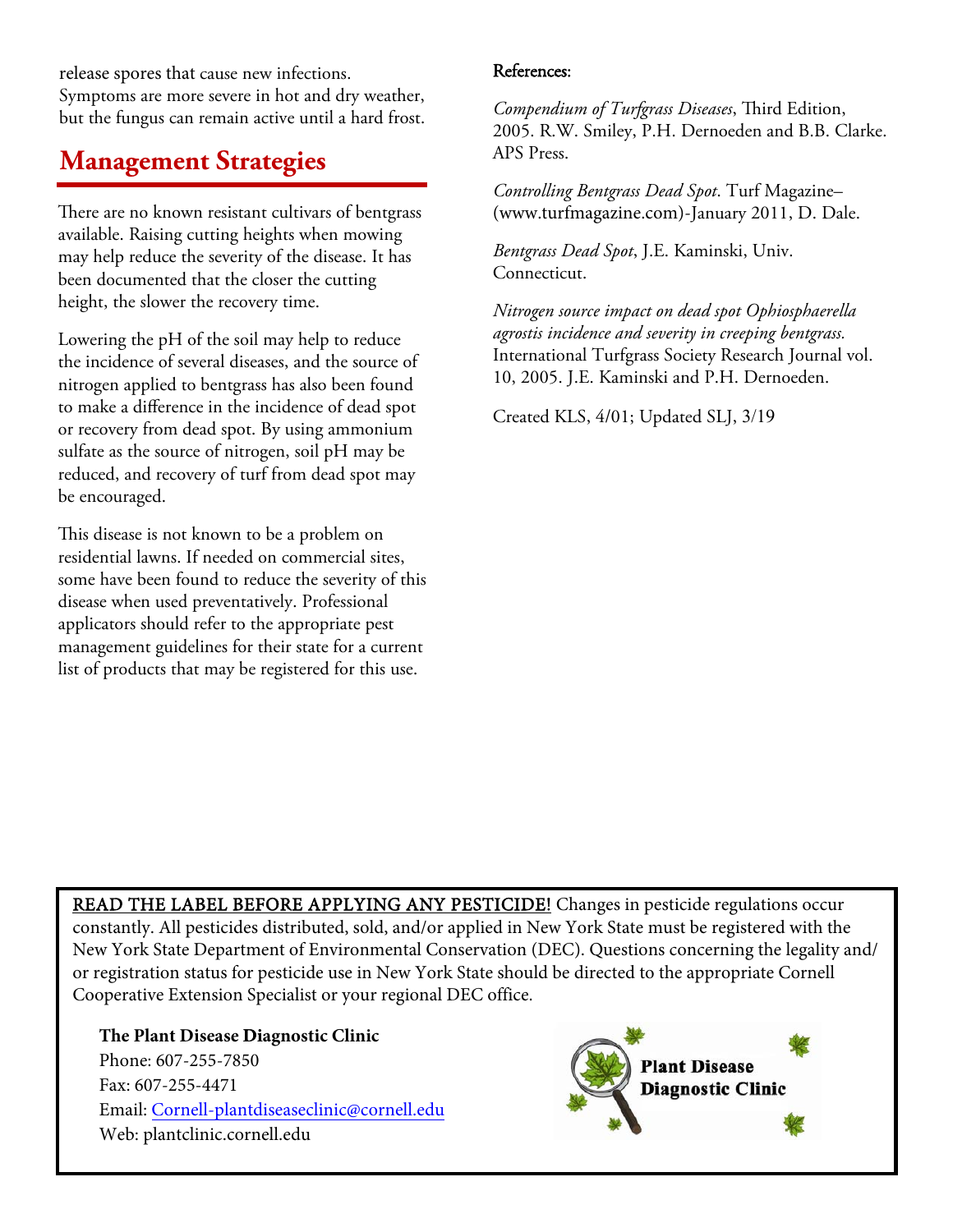release spores that cause new infections. Symptoms are more severe in hot and dry weather, but the fungus can remain active until a hard frost.

## Management Strategies

There are no known resistant cultivars of bentgrass available. Raising cutting heights when mowing may help reduce the severity of the disease. It has been documented that the closer the cutting height, the slower the recovery time.

Lowering the pH of the soil may help to reduce the incidence of several diseases, and the source of nitrogen applied to bentgrass has also been found to make a difference in the incidence of dead spot or recovery from dead spot. By using ammonium sulfate as the source of nitrogen, soil pH may be reduced, and recovery of turf from dead spot may be encouraged.

This disease is not known to be a problem on residential lawns. If needed on commercial sites, some have been found to reduce the severity of this disease when used preventatively. Professional applicators should refer to the appropriate pest management guidelines for their state for a current list of products that may be registered for this use.

**References:**

*Compendium of Turfgrass Diseases*, Third Edition, 2005. R.W. Smiley, P.H. Dernoeden and B.B. Clarke. APS Press.

*Controlling Bentgrass Dead Spot*. Turf Magazine–(www.turfmagazine.com)-January 2011, D. Dale.

*Bentgrass Dead Spot*, J.E. Kaminski, Univ. Connecticut.

*Nitrogen source impact on dead spot Ophiosphaerella agrostis incidence and severity in creeping bentgrass.* International Turfgrass Society Research Journal vol. 10, 2005. J.E. Kaminski and P.H. Dernoeden.

Created KLS, 4/01; Updated SLJ, 3/19

READ THE LABEL BEFORE APPLYING ANY PESTICIDE! Changes in pesticide regulations occur constantly. All pesticides distributed, sold, and/or applied in New York State must be registered with the New York State Department of Environmental Conservation (DEC). Questions concerning the legality and/or registration status for pesticide use in New York State should be directed to the appropriate Cornell Cooperative Extension Specialist or your regional DEC office.

**The Plant Disease Diagnostic Clinic**
Phone: 607-255-7850
Fax: 607-255-4471
Email: Cornell-plantdiseaseclinic@cornell.edu
Web: plantclinic.cornell.edu

Plant Disease Diagnostic Clinic